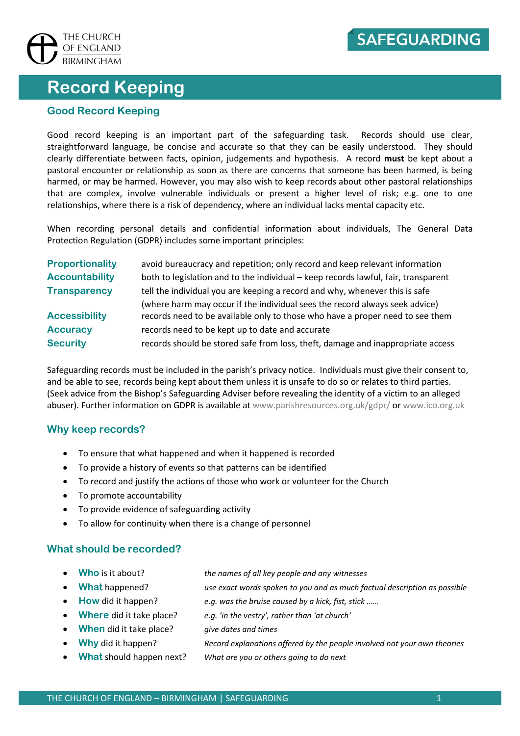THE CHURCH OF ENGLAND BIRMINGHAM

SAFEGUARDING

# Record Keeping

## Good Record Keeping

Good record keeping is an important part of the safeguarding task. Records should use clear, straightforward language, be concise and accurate so that they can be easily understood. They should clearly differentiate between facts, opinion, judgements and hypothesis. A record **must** be kept about a pastoral encounter or relationship as soon as there are concerns that someone has been harmed, is being harmed, or may be harmed. However, you may also wish to keep records about other pastoral relationships that are complex, involve vulnerable individuals or present a higher level of risk; e.g. one to one relationships, where there is a risk of dependency, where an individual lacks mental capacity etc.

When recording personal details and confidential information about individuals, The General Data Protection Regulation (GDPR) includes some important principles:

| | |
|---|---|
| **Proportionality** | avoid bureaucracy and repetition; only record and keep relevant information |
| **Accountability** | both to legislation and to the individual – keep records lawful, fair, transparent |
| **Transparency** | tell the individual you are keeping a record and why, whenever this is safe (where harm may occur if the individual sees the record always seek advice) |
| **Accessibility** | records need to be available only to those who have a proper need to see them |
| **Accuracy** | records need to be kept up to date and accurate |
| **Security** | records should be stored safe from loss, theft, damage and inappropriate access |

Safeguarding records must be included in the parish's privacy notice. Individuals must give their consent to, and be able to see, records being kept about them unless it is unsafe to do so or relates to third parties. (Seek advice from the Bishop's Safeguarding Adviser before revealing the identity of a victim to an alleged abuser). Further information on GDPR is available at www.parishresources.org.uk/gdpr/ or www.ico.org.uk

## Why keep records?

- To ensure that what happened and when it happened is recorded
- To provide a history of events so that patterns can be identified
- To record and justify the actions of those who work or volunteer for the Church
- To promote accountability
- To provide evidence of safeguarding activity
- To allow for continuity when there is a change of personnel

## What should be recorded?

- **Who** is it about? — *the names of all key people and any witnesses*
- **What** happened? — *use exact words spoken to you and as much factual description as possible*
- **How** did it happen? — *e.g. was the bruise caused by a kick, fist, stick ……*
- **Where** did it take place? — *e.g. 'in the vestry', rather than 'at church'*
- **When** did it take place? — *give dates and times*
- **Why** did it happen? — *Record explanations offered by the people involved not your own theories*
- **What** should happen next? — *What are you or others going to do next*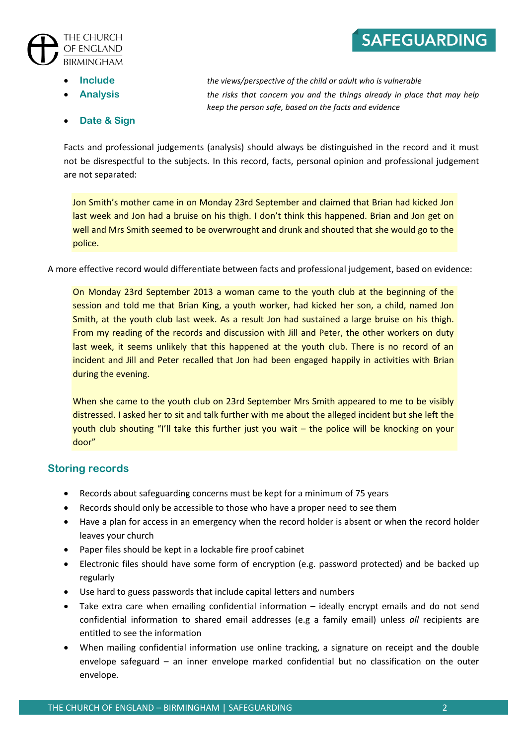- **Include** *the views/perspective of the child or adult who is vulnerable*
- **Analysis** *the risks that concern you and the things already in place that may help keep the person safe, based on the facts and evidence*
- **Date & Sign**

Facts and professional judgements (analysis) should always be distinguished in the record and it must not be disrespectful to the subjects. In this record, facts, personal opinion and professional judgement are not separated:

> Jon Smith's mother came in on Monday 23rd September and claimed that Brian had kicked Jon last week and Jon had a bruise on his thigh. I don't think this happened. Brian and Jon get on well and Mrs Smith seemed to be overwrought and drunk and shouted that she would go to the police.

A more effective record would differentiate between facts and professional judgement, based on evidence:

> On Monday 23rd September 2013 a woman came to the youth club at the beginning of the session and told me that Brian King, a youth worker, had kicked her son, a child, named Jon Smith, at the youth club last week. As a result Jon had sustained a large bruise on his thigh. From my reading of the records and discussion with Jill and Peter, the other workers on duty last week, it seems unlikely that this happened at the youth club. There is no record of an incident and Jill and Peter recalled that Jon had been engaged happily in activities with Brian during the evening.
>
> When she came to the youth club on 23rd September Mrs Smith appeared to me to be visibly distressed. I asked her to sit and talk further with me about the alleged incident but she left the youth club shouting "I'll take this further just you wait – the police will be knocking on your door"

## Storing records

- Records about safeguarding concerns must be kept for a minimum of 75 years
- Records should only be accessible to those who have a proper need to see them
- Have a plan for access in an emergency when the record holder is absent or when the record holder leaves your church
- Paper files should be kept in a lockable fire proof cabinet
- Electronic files should have some form of encryption (e.g. password protected) and be backed up regularly
- Use hard to guess passwords that include capital letters and numbers
- Take extra care when emailing confidential information – ideally encrypt emails and do not send confidential information to shared email addresses (e.g a family email) unless *all* recipients are entitled to see the information
- When mailing confidential information use online tracking, a signature on receipt and the double envelope safeguard – an inner envelope marked confidential but no classification on the outer envelope.